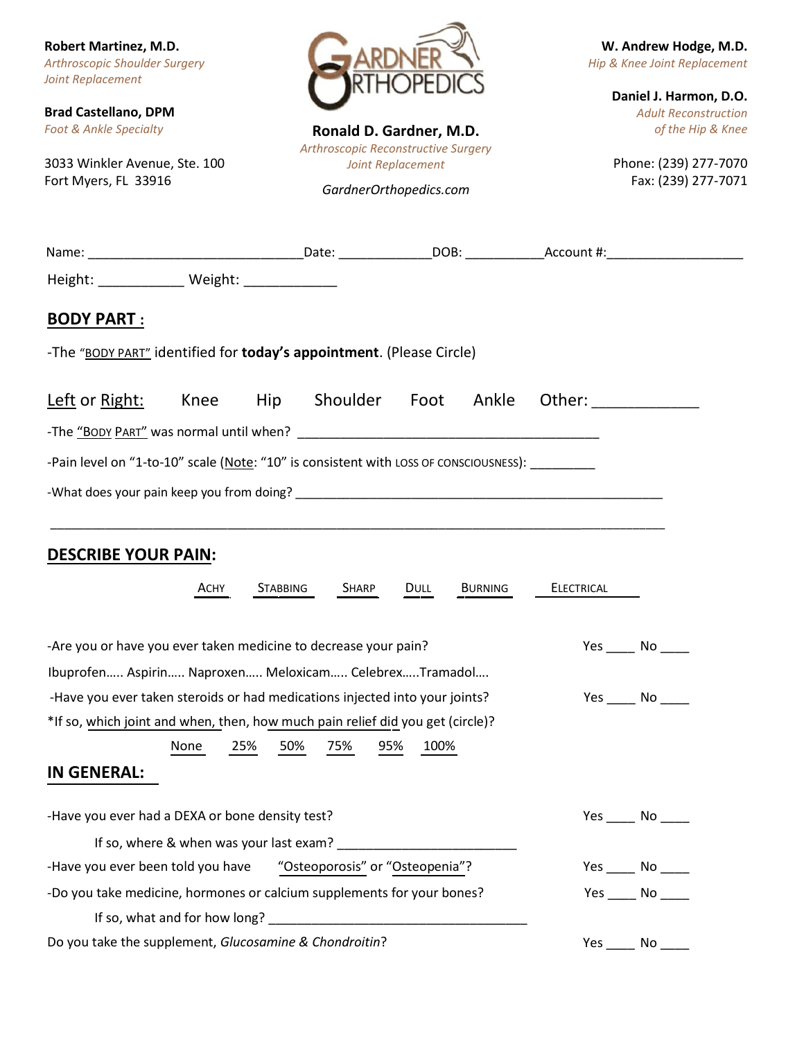**Robert Martinez, M.D.**
*Arthroscopic Shoulder Surgery*
*Joint Replacement*

**Brad Castellano, DPM**
*Foot & Ankle Specialty*

3033 Winkler Avenue, Ste. 100
Fort Myers, FL 33916

GARDNER ORTHOPEDICS

**Ronald D. Gardner, M.D.**
*Arthroscopic Reconstructive Surgery*
*Joint Replacement*

*GardnerOrthopedics.com*

**W. Andrew Hodge, M.D.**
*Hip & Knee Joint Replacement*

**Daniel J. Harmon, D.O.**
*Adult Reconstruction of the Hip & Knee*

Phone: (239) 277-7070
Fax: (239) 277-7071

Name: ______________________________ Date: ____________ DOB: ___________ Account #: __________________

Height: ___________ Weight: ____________

## BODY PART :

-The "BODY PART" identified for **today's appointment**. (Please Circle)

Left or Right: Knee Hip Shoulder Foot Ankle Other: ____________

-The "BODY PART" was normal until when? __________________________________________

-Pain level on "1-to-10" scale (Note: "10" is consistent with LOSS OF CONSCIOUSNESS): _________

-What does your pain keep you from doing? _____________________________________________________

_____________________________________________________________________________________

## DESCRIBE YOUR PAIN:

ACHY STABBING SHARP DULL BURNING ELECTRICAL

-Are you or have you ever taken medicine to decrease your pain? Yes ____ No ____

Ibuprofen….. Aspirin….. Naproxen….. Meloxicam….. Celebrex…..Tramadol….

-Have you ever taken steroids or had medications injected into your joints? Yes ____ No ____

*If so, which joint and when, then, how much pain relief did you get (circle)?

None 25% 50% 75% 95% 100%

## IN GENERAL:

-Have you ever had a DEXA or bone density test? Yes ____ No ____

If so, where & when was your last exam? ________________________

-Have you ever been told you have "Osteoporosis" or "Osteopenia"? Yes ____ No ____

-Do you take medicine, hormones or calcium supplements for your bones? Yes ____ No ____

If so, what and for how long? ____________________________________

Do you take the supplement, *Glucosamine & Chondroitin*? Yes ____ No ____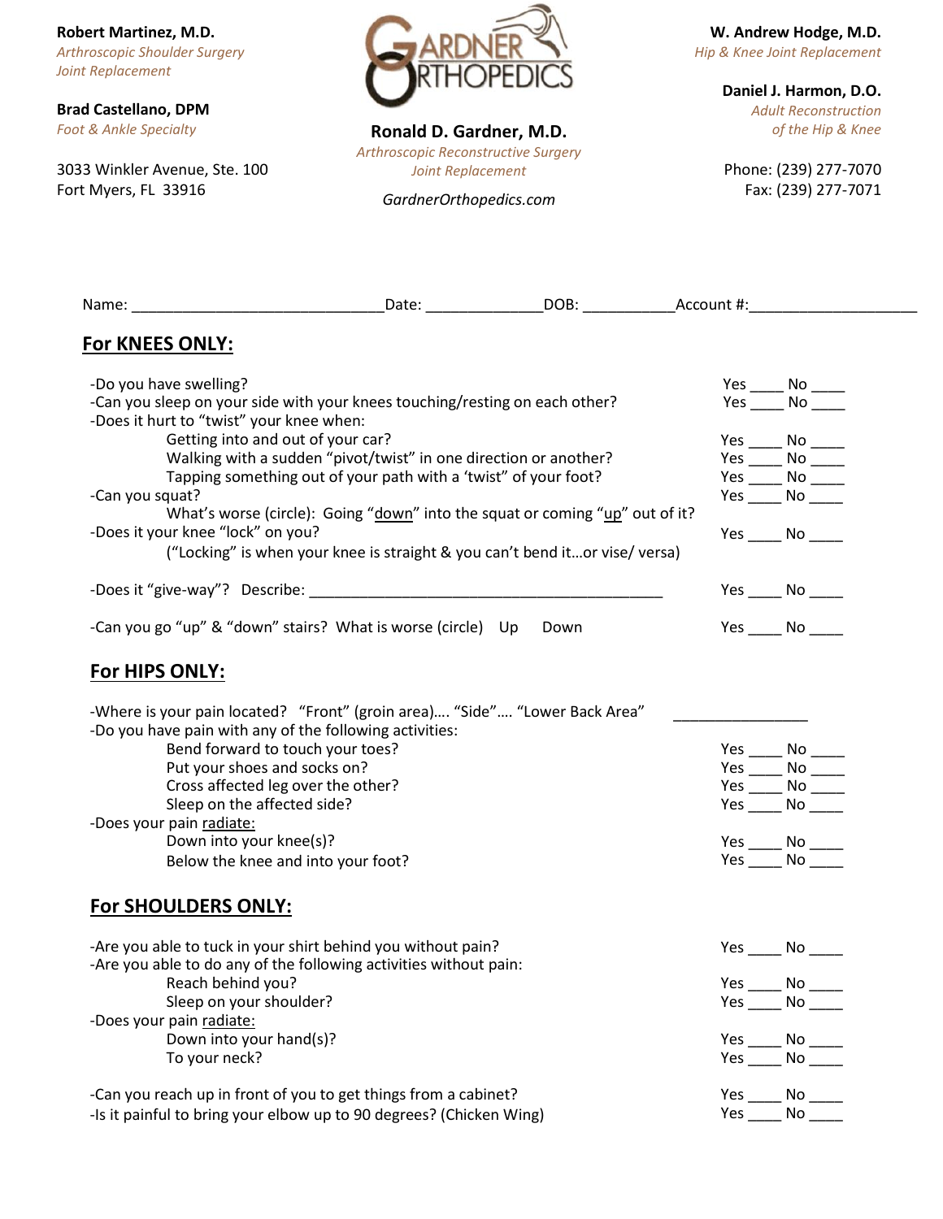**Robert Martinez, M.D.**
*Arthroscopic Shoulder Surgery*
*Joint Replacement*

**Brad Castellano, DPM**
*Foot & Ankle Specialty*

3033 Winkler Avenue, Ste. 100
Fort Myers, FL 33916

GARDNER ORTHOPEDICS

**Ronald D. Gardner, M.D.**
*Arthroscopic Reconstructive Surgery*
*Joint Replacement*

*GardnerOrthopedics.com*

**W. Andrew Hodge, M.D.**
*Hip & Knee Joint Replacement*

**Daniel J. Harmon, D.O.**
*Adult Reconstruction of the Hip & Knee*

Phone: (239) 277-7070
Fax: (239) 277-7071

Name: _____________________________Date: _____________DOB: __________Account #:___________________

## For KNEES ONLY:

-Do you have swelling? Yes ____ No ____

-Can you sleep on your side with your knees touching/resting on each other? Yes ____ No ____

-Does it hurt to "twist" your knee when:

- Getting into and out of your car? Yes ____ No ____
- Walking with a sudden "pivot/twist" in one direction or another? Yes ____ No ____
- Tapping something out of your path with a 'twist" of your foot? Yes ____ No ____

-Can you squat? Yes ____ No ____

What's worse (circle): Going "down" into the squat or coming "up" out of it?

-Does it your knee "lock" on you? Yes ____ No ____

("Locking" is when your knee is straight & you can't bend it…or vise/ versa)

-Does it "give-way"? Describe: ________________________________________ Yes ____ No ____

-Can you go "up" & "down" stairs? What is worse (circle) Up Down Yes ____ No ____

## For HIPS ONLY:

-Where is your pain located? "Front" (groin area)…. "Side"…. "Lower Back Area" _______________

-Do you have pain with any of the following activities:

- Bend forward to touch your toes? Yes ____ No ____
- Put your shoes and socks on? Yes ____ No ____
- Cross affected leg over the other? Yes ____ No ____
- Sleep on the affected side? Yes ____ No ____

-Does your pain radiate:

- Down into your knee(s)? Yes ____ No ____
- Below the knee and into your foot? Yes ____ No ____

## For SHOULDERS ONLY:

-Are you able to tuck in your shirt behind you without pain? Yes ____ No ____

-Are you able to do any of the following activities without pain:

- Reach behind you? Yes ____ No ____
- Sleep on your shoulder? Yes ____ No ____

-Does your pain radiate:

- Down into your hand(s)? Yes ____ No ____
- To your neck? Yes ____ No ____

-Can you reach up in front of you to get things from a cabinet? Yes ____ No ____

-Is it painful to bring your elbow up to 90 degrees? (Chicken Wing) Yes ____ No ____